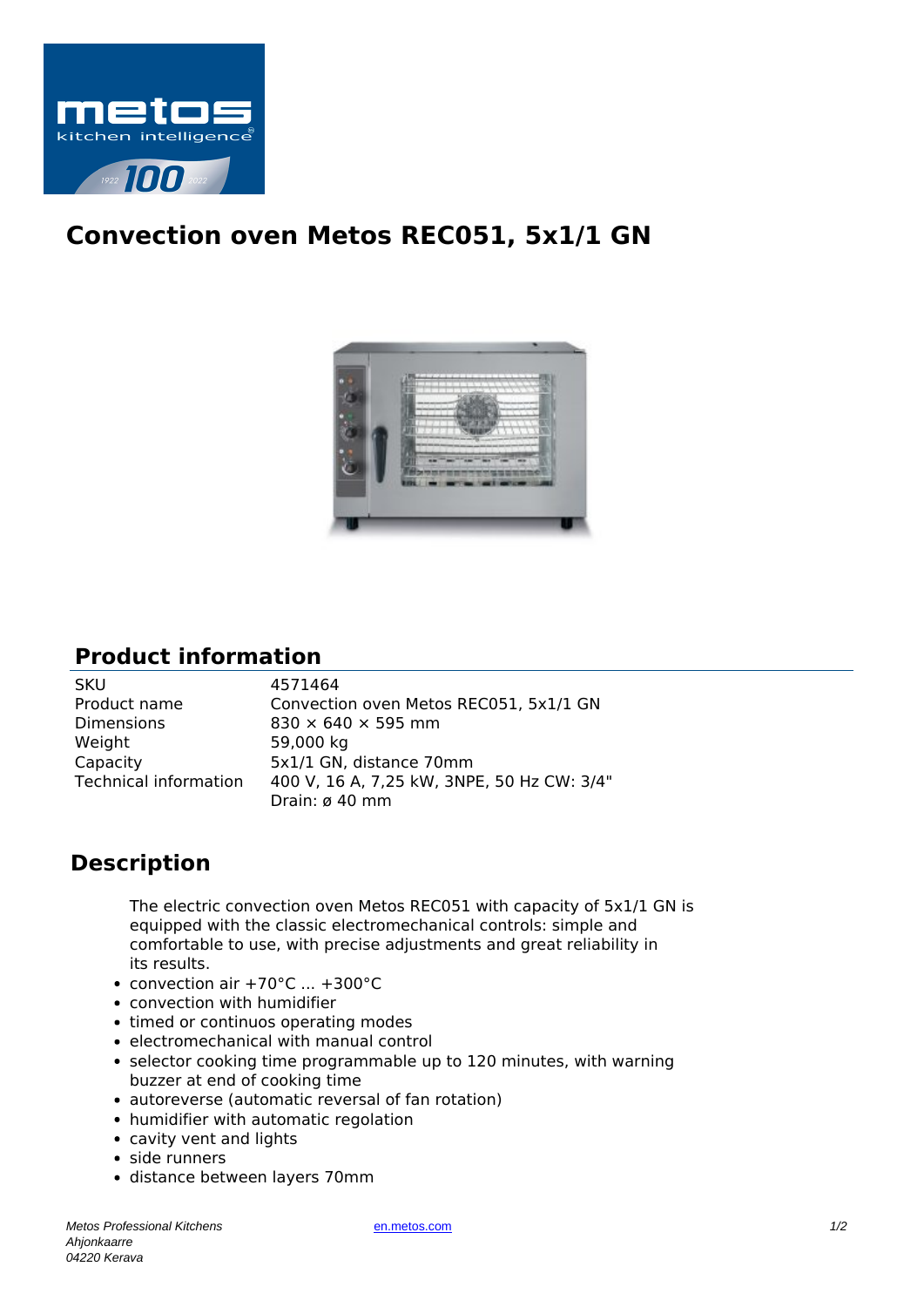# Convection oven Metos REC051, 5x1/1 GN

## Product information

| | |
|---|---|
| SKU | 4571464 |
| Product name | Convection oven Metos REC051, 5x1/1 GN |
| Dimensions | 830 × 640 × 595 mm |
| Weight | 59,000 kg |
| Capacity | 5x1/1 GN, distance 70mm |
| Technical information | 400 V, 16 A, 7,25 kW, 3NPE, 50 Hz CW: 3/4" Drain: ø 40 mm |

## Description

The electric convection oven Metos REC051 with capacity of 5x1/1 GN is equipped with the classic electromechanical controls: simple and comfortable to use, with precise adjustments and great reliability in its results.

- convection air +70°C ... +300°C
- convection with humidifier
- timed or continuos operating modes
- electromechanical with manual control
- selector cooking time programmable up to 120 minutes, with warning buzzer at end of cooking time
- autoreverse (automatic reversal of fan rotation)
- humidifier with automatic regolation
- cavity vent and lights
- side runners
- distance between layers 70mm

*Metos Professional Kitchens*
*Ahjonkaarre*
*04220 Kerava*

en.metos.com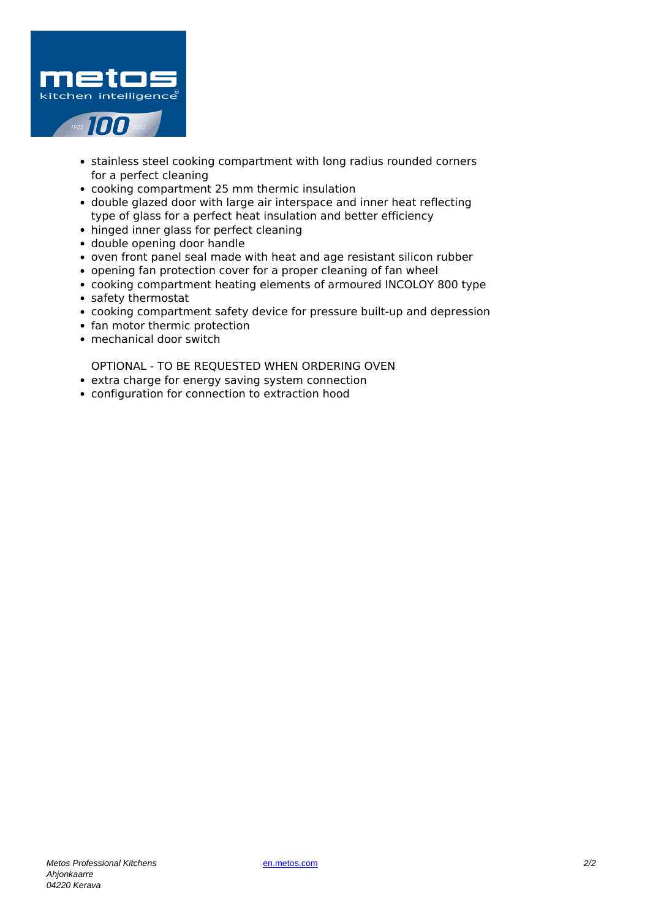- stainless steel cooking compartment with long radius rounded corners for a perfect cleaning
- cooking compartment 25 mm thermic insulation
- double glazed door with large air interspace and inner heat reflecting type of glass for a perfect heat insulation and better efficiency
- hinged inner glass for perfect cleaning
- double opening door handle
- oven front panel seal made with heat and age resistant silicon rubber
- opening fan protection cover for a proper cleaning of fan wheel
- cooking compartment heating elements of armoured INCOLOY 800 type
- safety thermostat
- cooking compartment safety device for pressure built-up and depression
- fan motor thermic protection
- mechanical door switch

OPTIONAL - TO BE REQUESTED WHEN ORDERING OVEN

- extra charge for energy saving system connection
- configuration for connection to extraction hood